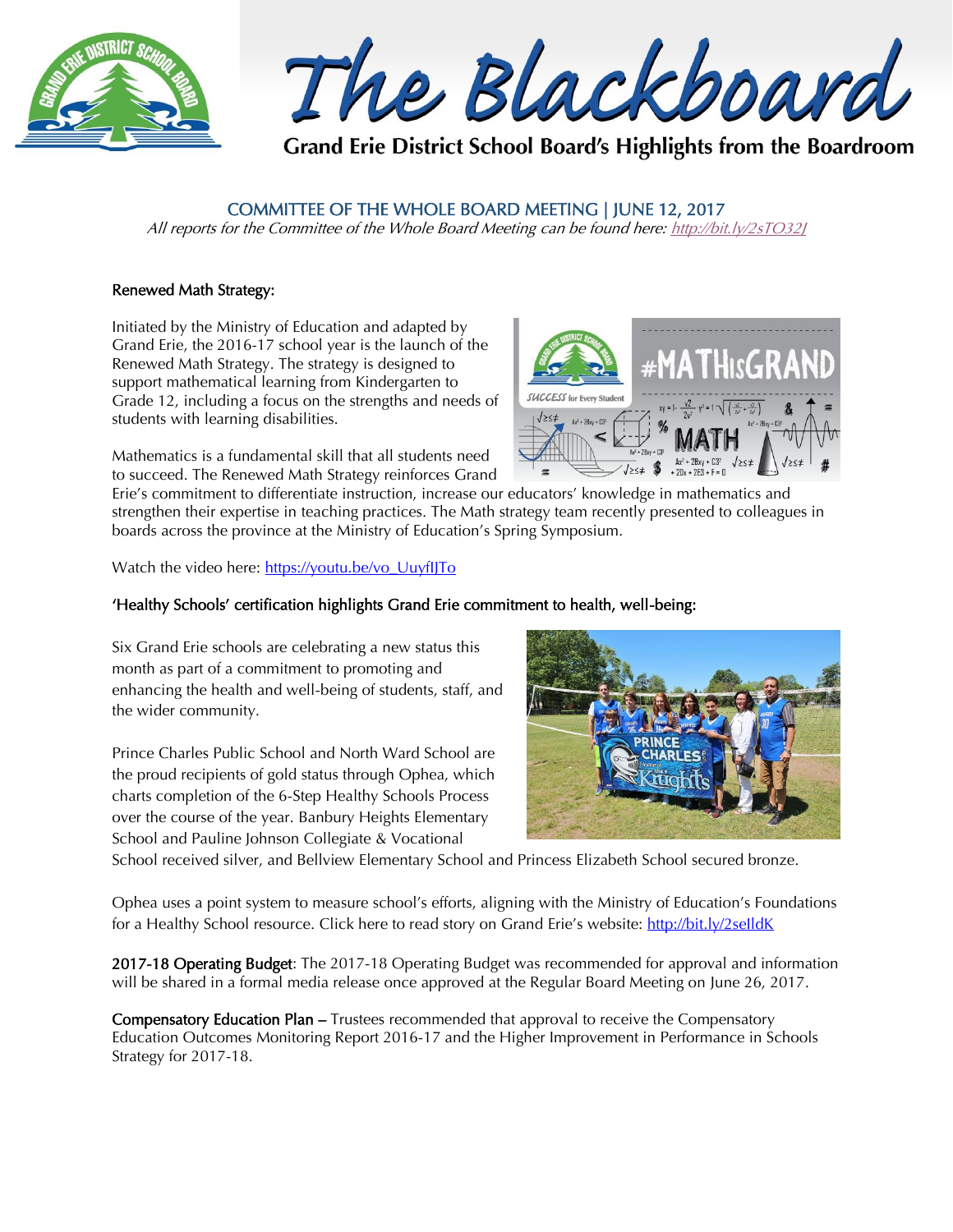# The Blackboard

**Grand Erie District School Board's Highlights from the Boardroom**

## COMMITTEE OF THE WHOLE BOARD MEETING | JUNE 12, 2017

*All reports for the Committee of the Whole Board Meeting can be found here: http://bit.ly/2sTO32J*

### Renewed Math Strategy:

Initiated by the Ministry of Education and adapted by Grand Erie, the 2016-17 school year is the launch of the Renewed Math Strategy. The strategy is designed to support mathematical learning from Kindergarten to Grade 12, including a focus on the strengths and needs of students with learning disabilities.

Mathematics is a fundamental skill that all students need to succeed. The Renewed Math Strategy reinforces Grand Erie's commitment to differentiate instruction, increase our educators' knowledge in mathematics and strengthen their expertise in teaching practices. The Math strategy team recently presented to colleagues in boards across the province at the Ministry of Education's Spring Symposium.

Watch the video here: https://youtu.be/vo_UuyfIJTo

### 'Healthy Schools' certification highlights Grand Erie commitment to health, well-being:

Six Grand Erie schools are celebrating a new status this month as part of a commitment to promoting and enhancing the health and well-being of students, staff, and the wider community.

Prince Charles Public School and North Ward School are the proud recipients of gold status through Ophea, which charts completion of the 6-Step Healthy Schools Process over the course of the year. Banbury Heights Elementary School and Pauline Johnson Collegiate & Vocational School received silver, and Bellview Elementary School and Princess Elizabeth School secured bronze.

Ophea uses a point system to measure school's efforts, aligning with the Ministry of Education's Foundations for a Healthy School resource. Click here to read story on Grand Erie's website: http://bit.ly/2seIldK

**2017-18 Operating Budget**: The 2017-18 Operating Budget was recommended for approval and information will be shared in a formal media release once approved at the Regular Board Meeting on June 26, 2017.

**Compensatory Education Plan** – Trustees recommended that approval to receive the Compensatory Education Outcomes Monitoring Report 2016-17 and the Higher Improvement in Performance in Schools Strategy for 2017-18.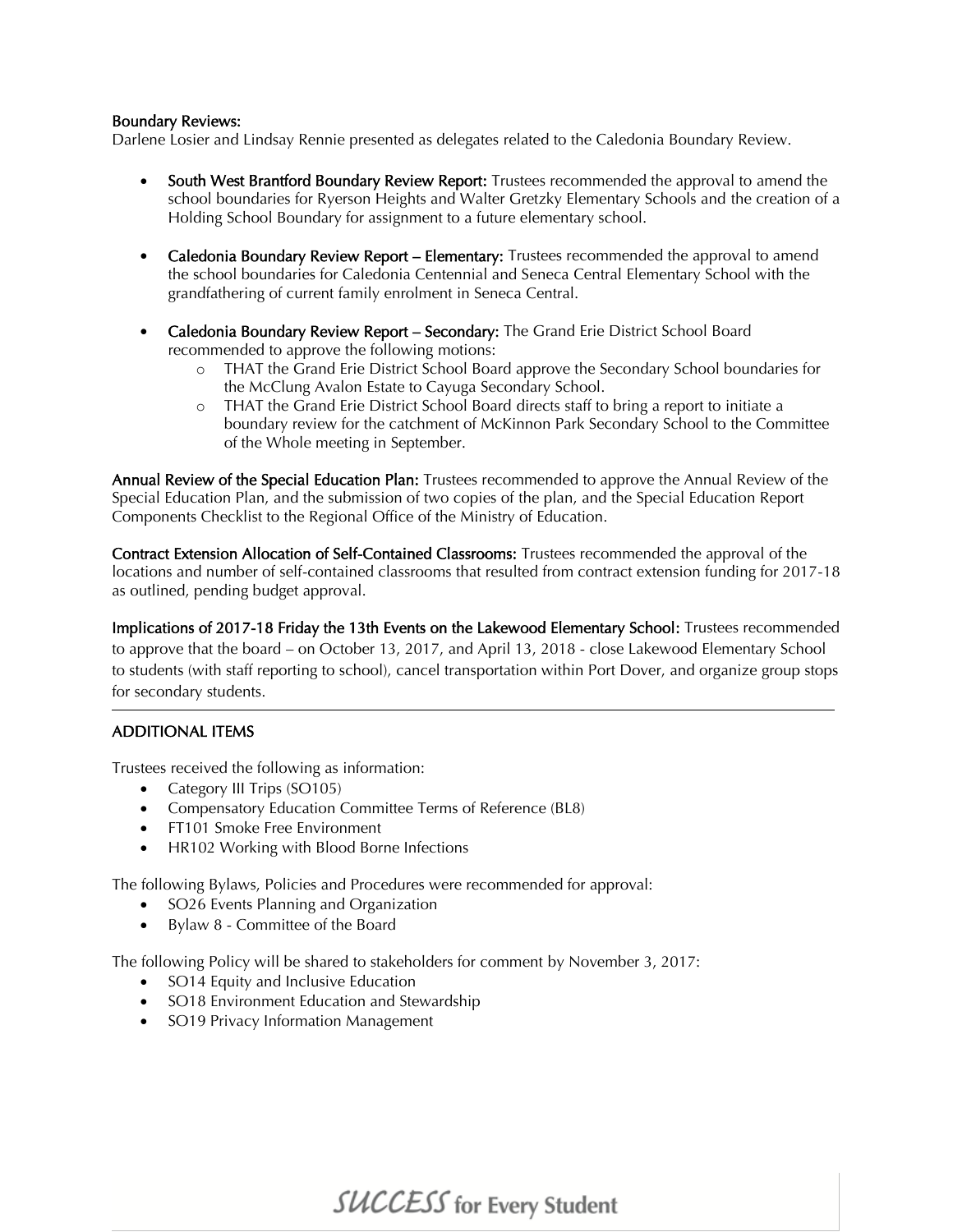**Boundary Reviews:**
Darlene Losier and Lindsay Rennie presented as delegates related to the Caledonia Boundary Review.

- **South West Brantford Boundary Review Report:** Trustees recommended the approval to amend the school boundaries for Ryerson Heights and Walter Gretzky Elementary Schools and the creation of a Holding School Boundary for assignment to a future elementary school.

- **Caledonia Boundary Review Report – Elementary:** Trustees recommended the approval to amend the school boundaries for Caledonia Centennial and Seneca Central Elementary School with the grandfathering of current family enrolment in Seneca Central.

- **Caledonia Boundary Review Report – Secondary:** The Grand Erie District School Board recommended to approve the following motions:
  - THAT the Grand Erie District School Board approve the Secondary School boundaries for the McClung Avalon Estate to Cayuga Secondary School.
  - THAT the Grand Erie District School Board directs staff to bring a report to initiate a boundary review for the catchment of McKinnon Park Secondary School to the Committee of the Whole meeting in September.

**Annual Review of the Special Education Plan:** Trustees recommended to approve the Annual Review of the Special Education Plan, and the submission of two copies of the plan, and the Special Education Report Components Checklist to the Regional Office of the Ministry of Education.

**Contract Extension Allocation of Self-Contained Classrooms:** Trustees recommended the approval of the locations and number of self-contained classrooms that resulted from contract extension funding for 2017-18 as outlined, pending budget approval.

**Implications of 2017-18 Friday the 13th Events on the Lakewood Elementary School:** Trustees recommended to approve that the board – on October 13, 2017, and April 13, 2018 - close Lakewood Elementary School to students (with staff reporting to school), cancel transportation within Port Dover, and organize group stops for secondary students.

---

## ADDITIONAL ITEMS

Trustees received the following as information:

- Category III Trips (SO105)
- Compensatory Education Committee Terms of Reference (BL8)
- FT101 Smoke Free Environment
- HR102 Working with Blood Borne Infections

The following Bylaws, Policies and Procedures were recommended for approval:

- SO26 Events Planning and Organization
- Bylaw 8 - Committee of the Board

The following Policy will be shared to stakeholders for comment by November 3, 2017:

- SO14 Equity and Inclusive Education
- SO18 Environment Education and Stewardship
- SO19 Privacy Information Management